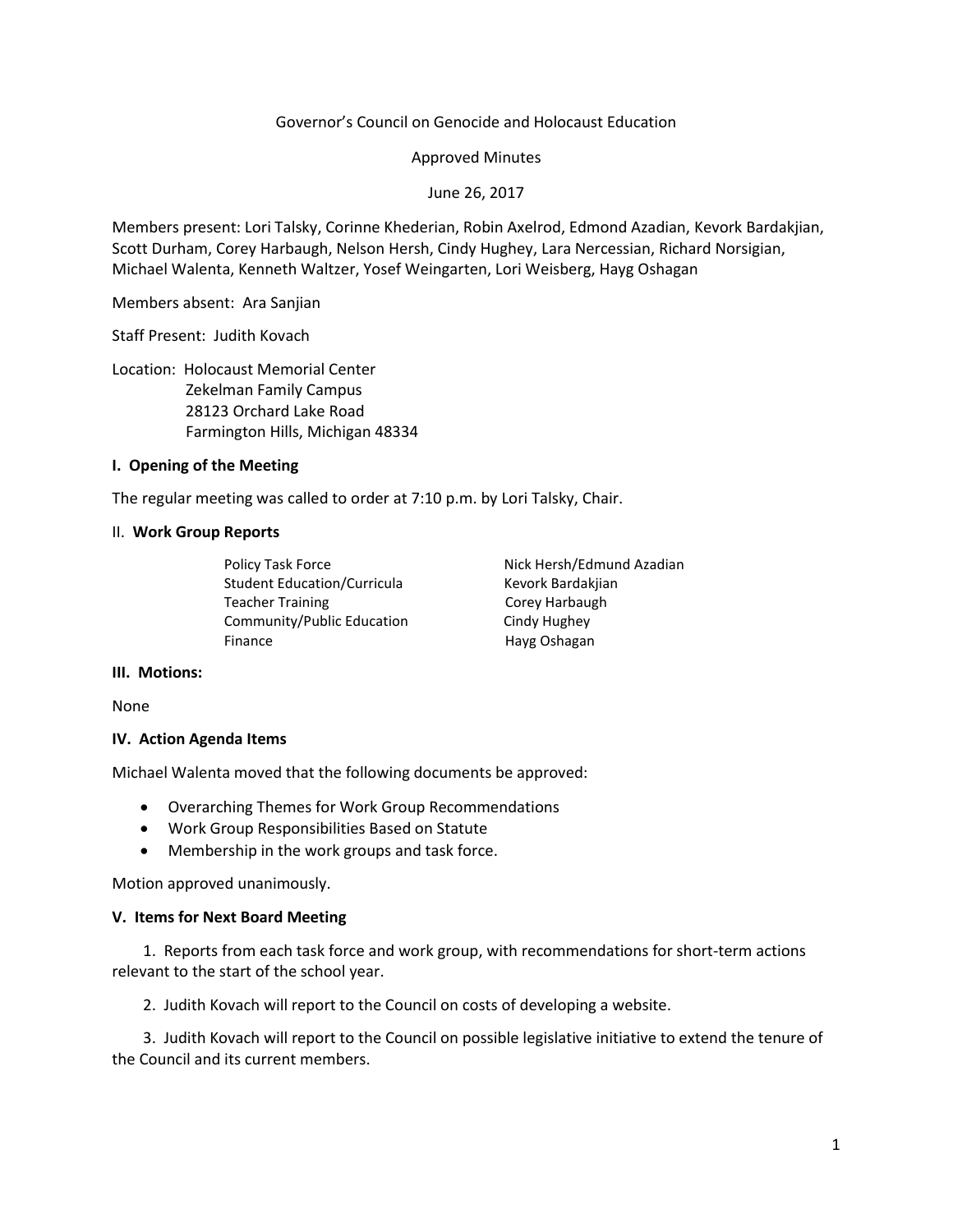Governor's Council on Genocide and Holocaust Education

Approved Minutes

June 26, 2017

Members present: Lori Talsky, Corinne Khederian, Robin Axelrod, Edmond Azadian, Kevork Bardakjian, Scott Durham, Corey Harbaugh, Nelson Hersh, Cindy Hughey, Lara Nercessian, Richard Norsigian, Michael Walenta, Kenneth Waltzer, Yosef Weingarten, Lori Weisberg, Hayg Oshagan

Members absent: Ara Sanjian

Staff Present: Judith Kovach

Location: Holocaust Memorial Center
Zekelman Family Campus
28123 Orchard Lake Road
Farmington Hills, Michigan 48334

**I. Opening of the Meeting**

The regular meeting was called to order at 7:10 p.m. by Lori Talsky, Chair.

II. **Work Group Reports**

| | |
|---|---|
| Policy Task Force | Nick Hersh/Edmund Azadian |
| Student Education/Curricula | Kevork Bardakjian |
| Teacher Training | Corey Harbaugh |
| Community/Public Education | Cindy Hughey |
| Finance | Hayg Oshagan |

**III. Motions:**

None

**IV. Action Agenda Items**

Michael Walenta moved that the following documents be approved:

- Overarching Themes for Work Group Recommendations
- Work Group Responsibilities Based on Statute
- Membership in the work groups and task force.

Motion approved unanimously.

**V. Items for Next Board Meeting**

1. Reports from each task force and work group, with recommendations for short-term actions relevant to the start of the school year.

2. Judith Kovach will report to the Council on costs of developing a website.

3. Judith Kovach will report to the Council on possible legislative initiative to extend the tenure of the Council and its current members.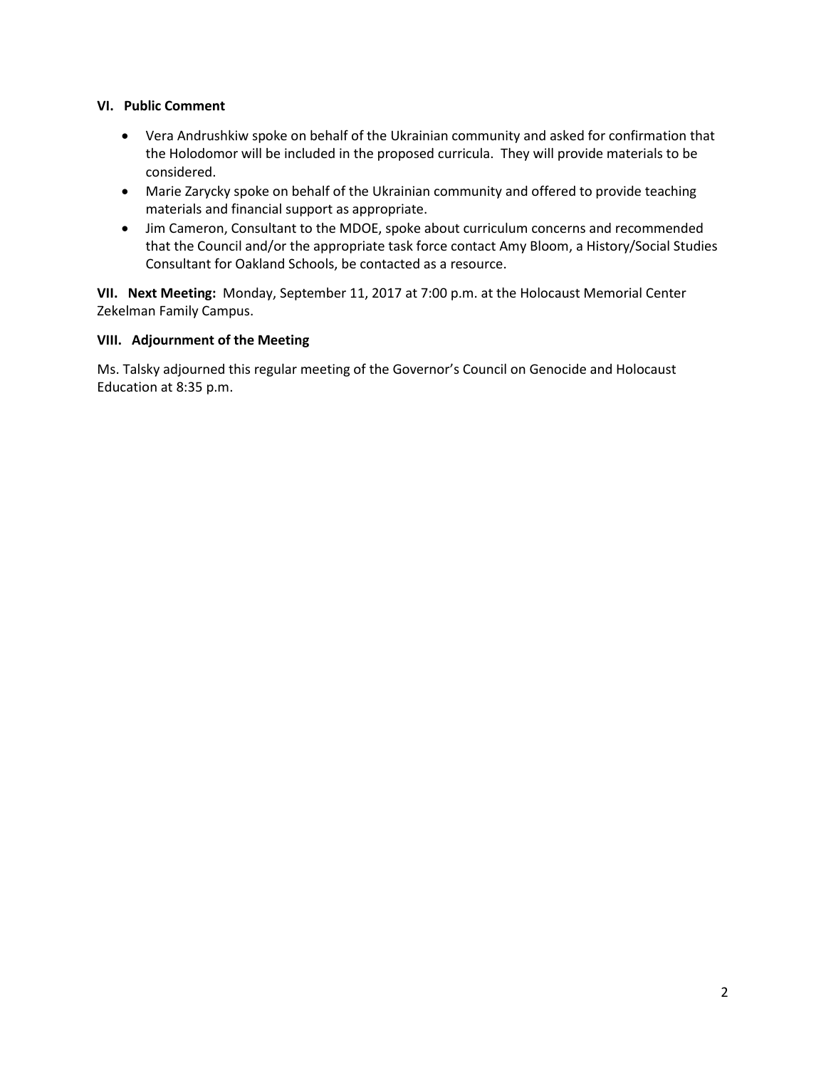**VI. Public Comment**

- Vera Andrushkiw spoke on behalf of the Ukrainian community and asked for confirmation that the Holodomor will be included in the proposed curricula. They will provide materials to be considered.
- Marie Zarycky spoke on behalf of the Ukrainian community and offered to provide teaching materials and financial support as appropriate.
- Jim Cameron, Consultant to the MDOE, spoke about curriculum concerns and recommended that the Council and/or the appropriate task force contact Amy Bloom, a History/Social Studies Consultant for Oakland Schools, be contacted as a resource.

**VII. Next Meeting:** Monday, September 11, 2017 at 7:00 p.m. at the Holocaust Memorial Center Zekelman Family Campus.

**VIII. Adjournment of the Meeting**

Ms. Talsky adjourned this regular meeting of the Governor's Council on Genocide and Holocaust Education at 8:35 p.m.